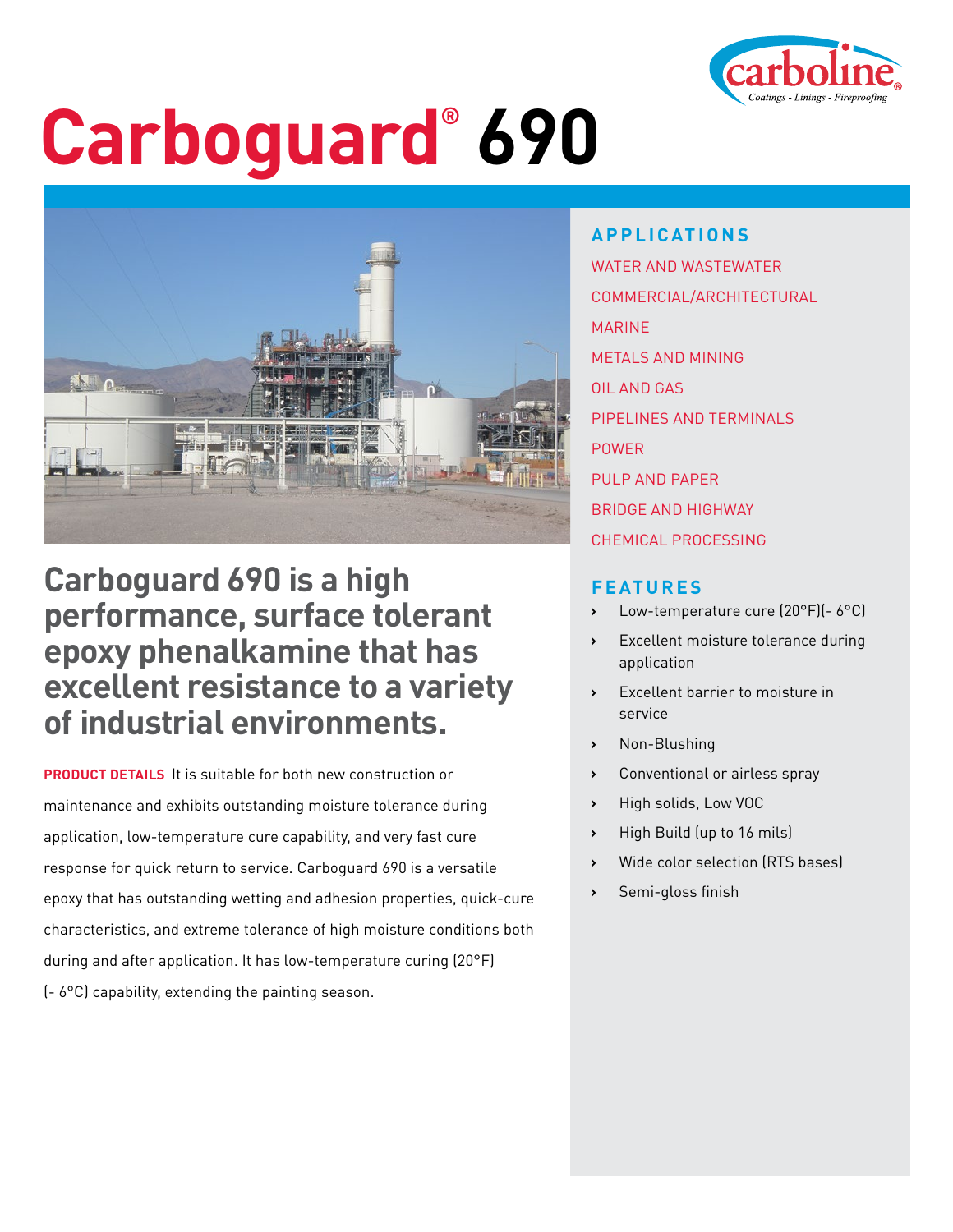# Carboguard® 690

## APPLICATIONS

- WATER AND WASTEWATER
- COMMERCIAL/ARCHITECTURAL
- MARINE
- METALS AND MINING
- OIL AND GAS
- PIPELINES AND TERMINALS
- POWER
- PULP AND PAPER
- BRIDGE AND HIGHWAY
- CHEMICAL PROCESSING

## Carboguard 690 is a high performance, surface tolerant epoxy phenalkamine that has excellent resistance to a variety of industrial environments.

**PRODUCT DETAILS** It is suitable for both new construction or maintenance and exhibits outstanding moisture tolerance during application, low-temperature cure capability, and very fast cure response for quick return to service. Carboguard 690 is a versatile epoxy that has outstanding wetting and adhesion properties, quick-cure characteristics, and extreme tolerance of high moisture conditions both during and after application. It has low-temperature curing (20°F) (- 6°C) capability, extending the painting season.

## FEATURES

- Low-temperature cure (20°F)(- 6°C)
- Excellent moisture tolerance during application
- Excellent barrier to moisture in service
- Non-Blushing
- Conventional or airless spray
- High solids, Low VOC
- High Build (up to 16 mils)
- Wide color selection (RTS bases)
- Semi-gloss finish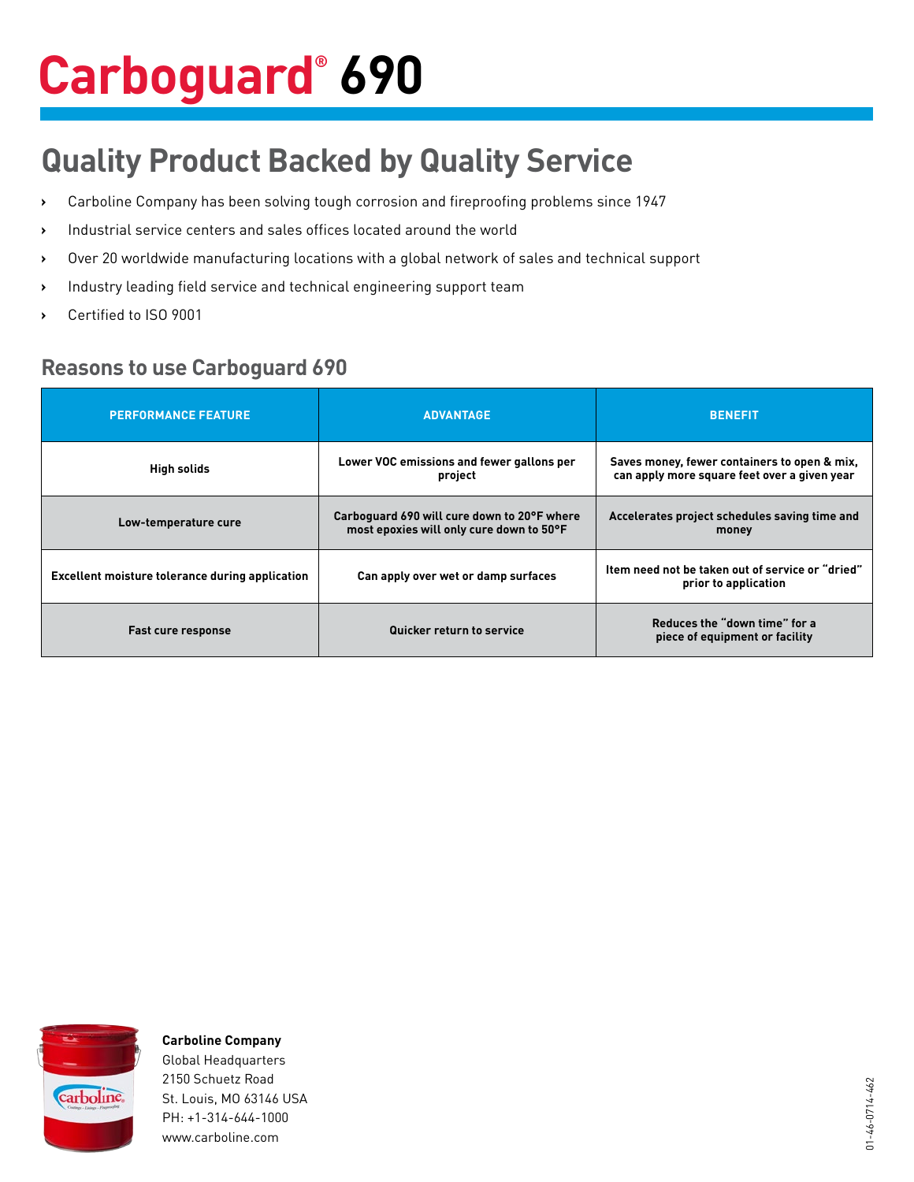# Carboguard® 690

## Quality Product Backed by Quality Service

- Carboline Company has been solving tough corrosion and fireproofing problems since 1947
- Industrial service centers and sales offices located around the world
- Over 20 worldwide manufacturing locations with a global network of sales and technical support
- Industry leading field service and technical engineering support team
- Certified to ISO 9001

### Reasons to use Carboguard 690

| PERFORMANCE FEATURE | ADVANTAGE | BENEFIT |
|---|---|---|
| **High solids** | **Lower VOC emissions and fewer gallons per project** | **Saves money, fewer containers to open & mix, can apply more square feet over a given year** |
| **Low-temperature cure** | **Carboguard 690 will cure down to 20°F where most epoxies will only cure down to 50°F** | **Accelerates project schedules saving time and money** |
| **Excellent moisture tolerance during application** | **Can apply over wet or damp surfaces** | **Item need not be taken out of service or "dried" prior to application** |
| **Fast cure response** | **Quicker return to service** | **Reduces the "down time" for a piece of equipment or facility** |

**Carboline Company**
Global Headquarters
2150 Schuetz Road
St. Louis, MO 63146 USA
PH: +1-314-644-1000
www.carboline.com

01-46-0714-462